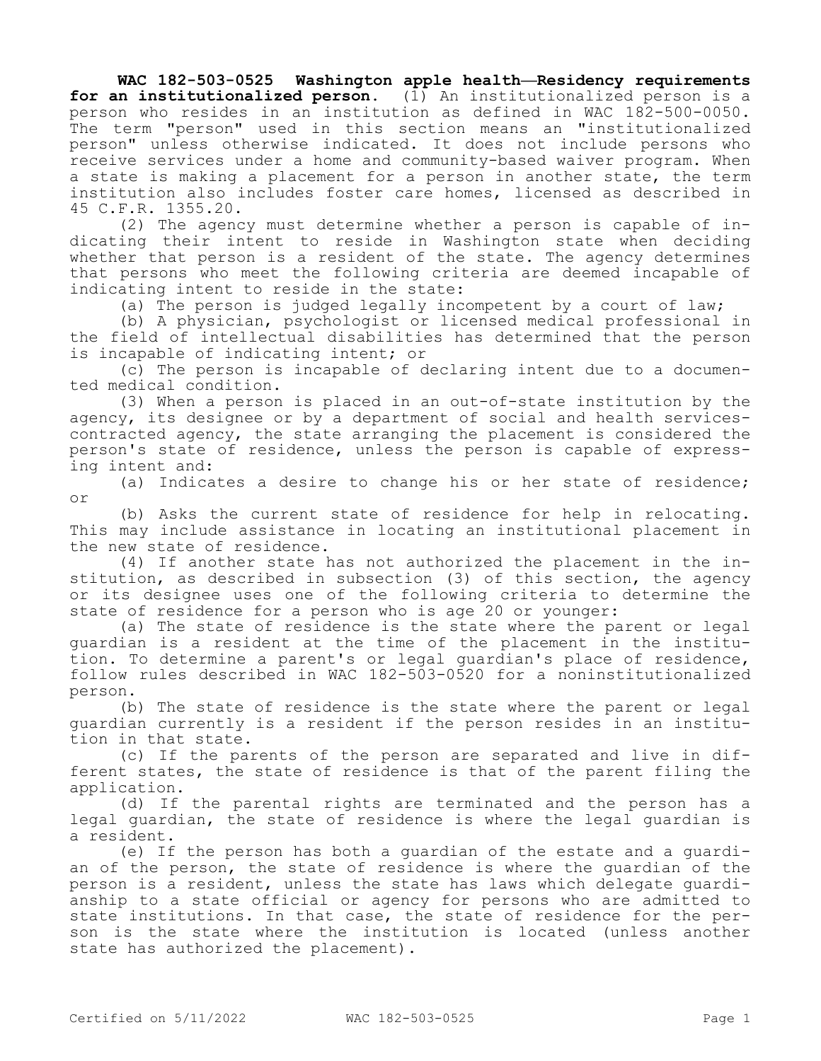**WAC 182-503-0525 Washington apple health—Residency requirements for an institutionalized person.** (1) An institutionalized person is a person who resides in an institution as defined in WAC 182-500-0050. The term "person" used in this section means an "institutionalized person" unless otherwise indicated. It does not include persons who receive services under a home and community-based waiver program. When a state is making a placement for a person in another state, the term institution also includes foster care homes, licensed as described in 45 C.F.R. 1355.20.

(2) The agency must determine whether a person is capable of indicating their intent to reside in Washington state when deciding whether that person is a resident of the state. The agency determines that persons who meet the following criteria are deemed incapable of indicating intent to reside in the state:

(a) The person is judged legally incompetent by a court of law;

(b) A physician, psychologist or licensed medical professional in the field of intellectual disabilities has determined that the person is incapable of indicating intent; or

(c) The person is incapable of declaring intent due to a documented medical condition.

(3) When a person is placed in an out-of-state institution by the agency, its designee or by a department of social and health services-contracted agency, the state arranging the placement is considered the person's state of residence, unless the person is capable of expressing intent and:

(a) Indicates a desire to change his or her state of residence; or

(b) Asks the current state of residence for help in relocating. This may include assistance in locating an institutional placement in the new state of residence.

(4) If another state has not authorized the placement in the institution, as described in subsection (3) of this section, the agency or its designee uses one of the following criteria to determine the state of residence for a person who is age 20 or younger:

(a) The state of residence is the state where the parent or legal guardian is a resident at the time of the placement in the institution. To determine a parent's or legal guardian's place of residence, follow rules described in WAC 182-503-0520 for a noninstitutionalized person.

(b) The state of residence is the state where the parent or legal guardian currently is a resident if the person resides in an institution in that state.

(c) If the parents of the person are separated and live in different states, the state of residence is that of the parent filing the application.

(d) If the parental rights are terminated and the person has a legal guardian, the state of residence is where the legal guardian is a resident.

(e) If the person has both a guardian of the estate and a guardian of the person, the state of residence is where the guardian of the person is a resident, unless the state has laws which delegate guardianship to a state official or agency for persons who are admitted to state institutions. In that case, the state of residence for the person is the state where the institution is located (unless another state has authorized the placement).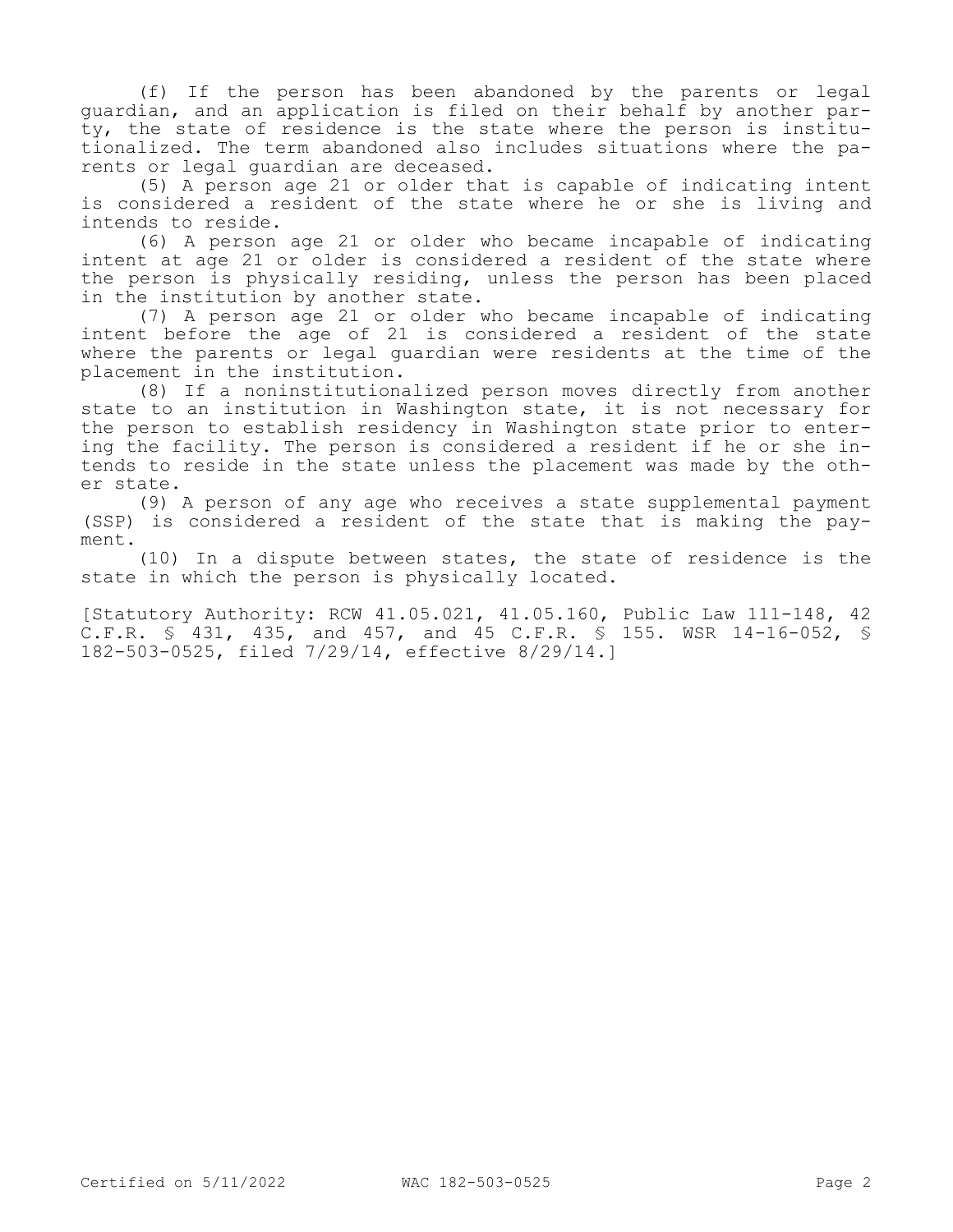(f) If the person has been abandoned by the parents or legal guardian, and an application is filed on their behalf by another party, the state of residence is the state where the person is institutionalized. The term abandoned also includes situations where the parents or legal guardian are deceased.

(5) A person age 21 or older that is capable of indicating intent is considered a resident of the state where he or she is living and intends to reside.

(6) A person age 21 or older who became incapable of indicating intent at age 21 or older is considered a resident of the state where the person is physically residing, unless the person has been placed in the institution by another state.

(7) A person age 21 or older who became incapable of indicating intent before the age of 21 is considered a resident of the state where the parents or legal guardian were residents at the time of the placement in the institution.

(8) If a noninstitutionalized person moves directly from another state to an institution in Washington state, it is not necessary for the person to establish residency in Washington state prior to entering the facility. The person is considered a resident if he or she intends to reside in the state unless the placement was made by the other state.

(9) A person of any age who receives a state supplemental payment (SSP) is considered a resident of the state that is making the payment.

(10) In a dispute between states, the state of residence is the state in which the person is physically located.

[Statutory Authority: RCW 41.05.021, 41.05.160, Public Law 111-148, 42 C.F.R. § 431, 435, and 457, and 45 C.F.R. § 155. WSR 14-16-052, § 182-503-0525, filed 7/29/14, effective 8/29/14.]